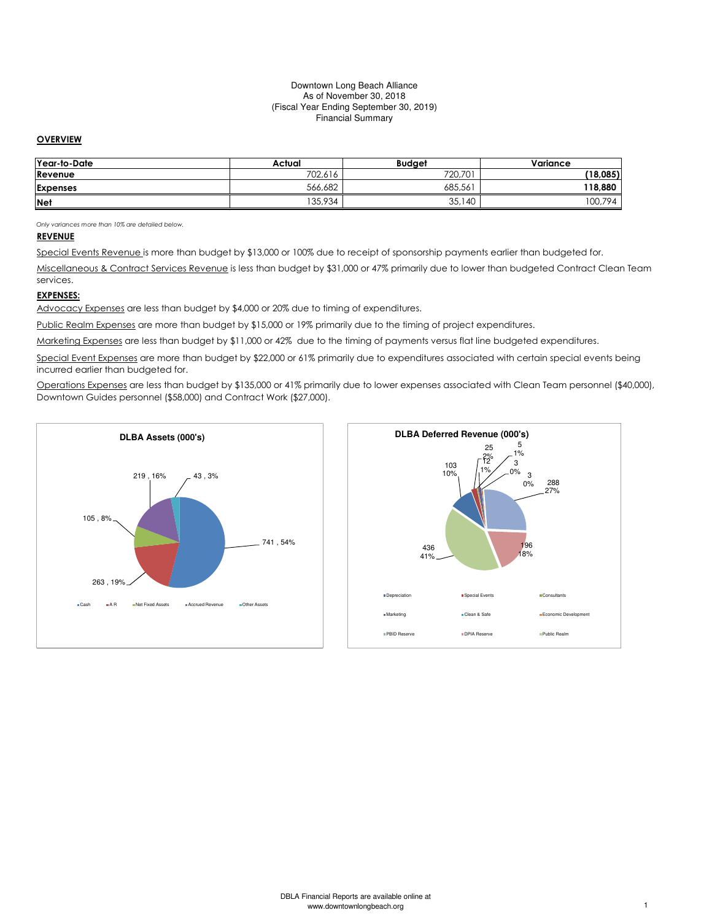Downtown Long Beach Alliance
As of November 30, 2018
(Fiscal Year Ending September 30, 2019)
Financial Summary

## OVERVIEW

| Year-to-Date | Actual | Budget | Variance |
|---|---|---|---|
| Revenue | 702,616 | 720,701 | **(18,085)** |
| Expenses | 566,682 | 685,561 | **118,880** |
| Net | 135,934 | 35,140 | 100,794 |

*Only variances more than 10% are detailed below.*

## REVENUE

Special Events Revenue is more than budget by $13,000 or 100% due to receipt of sponsorship payments earlier than budgeted for.

Miscellaneous & Contract Services Revenue is less than budget by $31,000 or 47% primarily due to lower than budgeted Contract Clean Team services.

## EXPENSES:

Advocacy Expenses are less than budget by $4,000 or 20% due to timing of expenditures.

Public Realm Expenses are more than budget by $15,000 or 19% primarily due to the timing of project expenditures.

Marketing Expenses are less than budget by $11,000 or 42% due to the timing of payments versus flat line budgeted expenditures.

Special Event Expenses are more than budget by $22,000 or 61% primarily due to expenditures associated with certain special events being incurred earlier than budgeted for.

Operations Expenses are less than budget by $135,000 or 41% primarily due to lower expenses associated with Clean Team personnel ($40,000), Downtown Guides personnel ($58,000) and Contract Work ($27,000).

**DLBA Assets (000's)**

| Category | Value | % |
|---|---|---|
| Cash | 741 | 54% |
| A R | 263 | 19% |
| Net Fixed Assets | 105 | 8% |
| Accrued Revenue | 219 | 16% |
| Other Assets | 43 | 3% |

**DLBA Deferred Revenue (000's)**

| Category | Value | % |
|---|---|---|
| Depreciation | 103 | 10% |
| Special Events | 25 | 2% |
| Consultants | 12 | 1% |
| Marketing | 5 | 1% |
| Clean & Safe | 3 | 0% |
| Economic Development | 3 | 0% |
| PBID Reserve | 288 | 27% |
| DPIA Reserve | 196 | 18% |
| Public Realm | 436 | 41% |

DBLA Financial Reports are available online at www.downtownlongbeach.org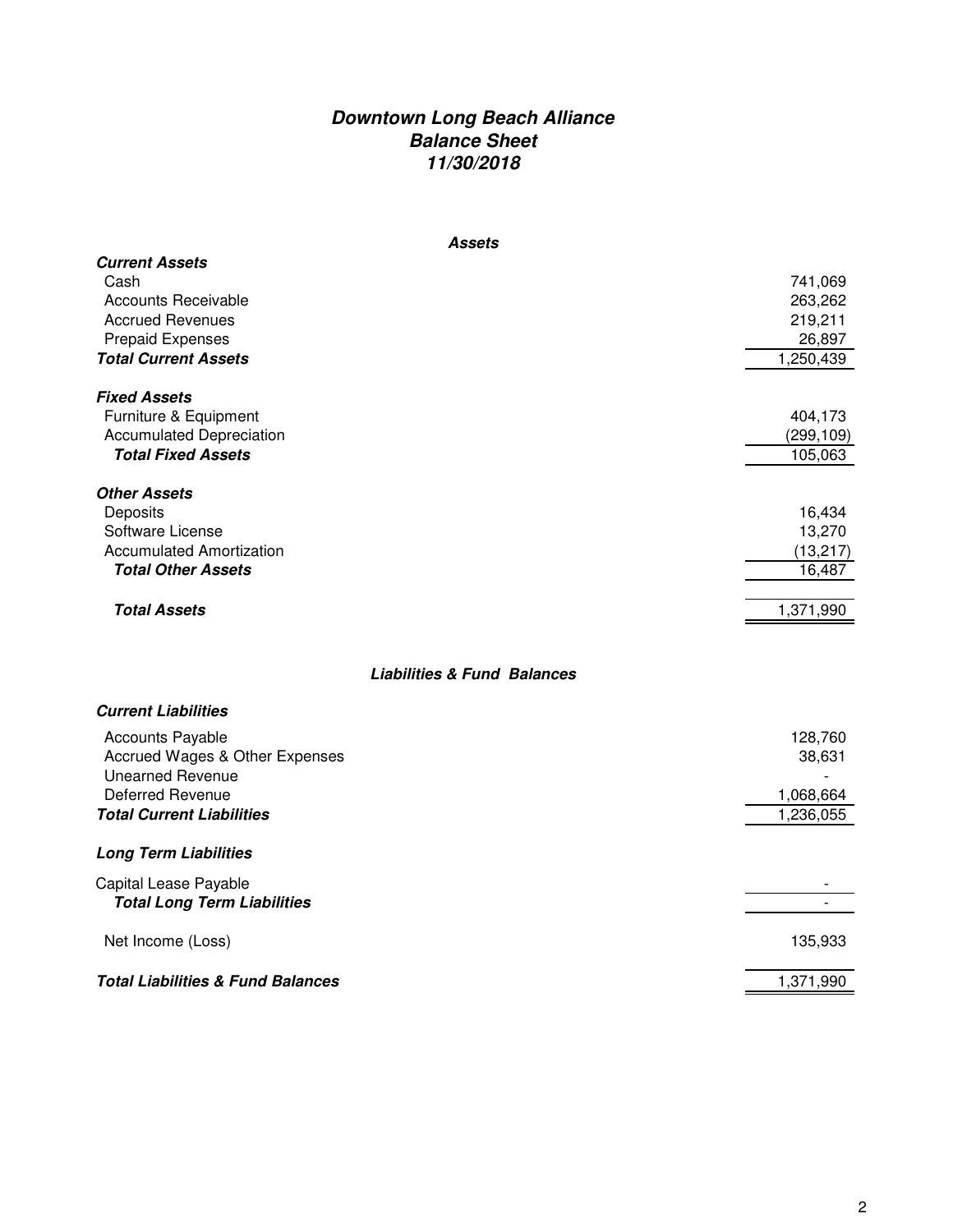# *Downtown Long Beach Alliance*
## *Balance Sheet*
## *11/30/2018*

### *Assets*

| | |
|---|---:|
| ***Current Assets*** | |
| Cash | 741,069 |
| Accounts Receivable | 263,262 |
| Accrued Revenues | 219,211 |
| Prepaid Expenses | 26,897 |
| ***Total Current Assets*** | 1,250,439 |
| | |
| ***Fixed Assets*** | |
| Furniture & Equipment | 404,173 |
| Accumulated Depreciation | (299,109) |
| ***Total Fixed Assets*** | 105,063 |
| | |
| ***Other Assets*** | |
| Deposits | 16,434 |
| Software License | 13,270 |
| Accumulated Amortization | (13,217) |
| ***Total Other Assets*** | 16,487 |
| | |
| ***Total Assets*** | 1,371,990 |

### *Liabilities & Fund Balances*

| | |
|---|---:|
| ***Current Liabilities*** | |
| Accounts Payable | 128,760 |
| Accrued Wages & Other Expenses | 38,631 |
| Unearned Revenue | - |
| Deferred Revenue | 1,068,664 |
| ***Total Current Liabilities*** | 1,236,055 |
| | |
| ***Long Term Liabilities*** | |
| Capital Lease Payable | - |
| ***Total Long Term Liabilities*** | - |
| | |
| Net Income (Loss) | 135,933 |
| | |
| ***Total Liabilities & Fund Balances*** | 1,371,990 |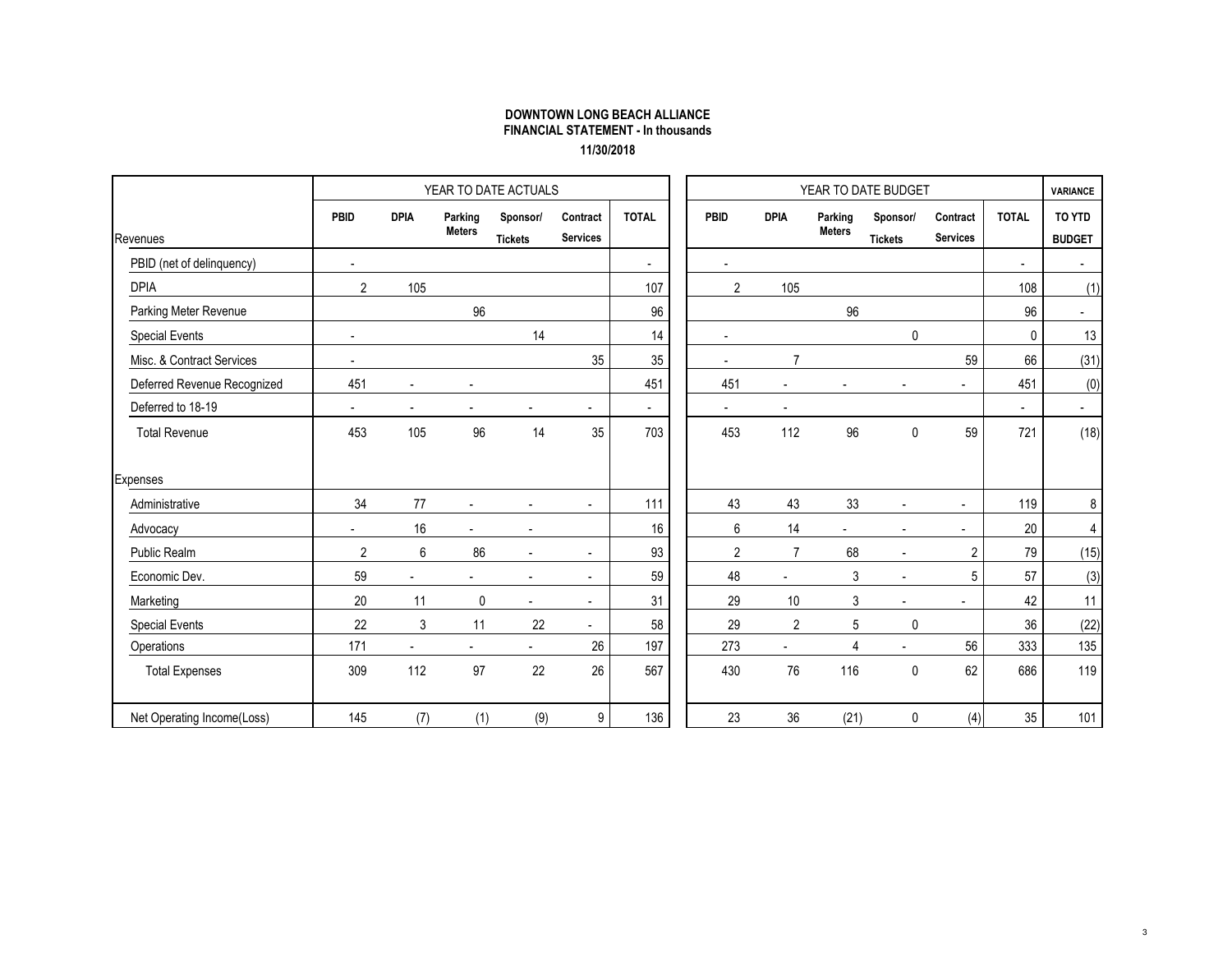**DOWNTOWN LONG BEACH ALLIANCE**
**FINANCIAL STATEMENT - In thousands**
**11/30/2018**

| | YEAR TO DATE ACTUALS | | | | | | YEAR TO DATE BUDGET | | | | | | VARIANCE |
|---|---|---|---|---|---|---|---|---|---|---|---|---|---|
| Revenues | PBID | DPIA | Parking Meters | Sponsor/ Tickets | Contract Services | TOTAL | PBID | DPIA | Parking Meters | Sponsor/ Tickets | Contract Services | TOTAL | TO YTD BUDGET |
| PBID (net of delinquency) | - | | | | | - | - | | | | | - | - |
| DPIA | 2 | 105 | | | | 107 | 2 | 105 | | | | 108 | (1) |
| Parking Meter Revenue | | | 96 | | | 96 | | | 96 | | | 96 | - |
| Special Events | - | | | 14 | | 14 | - | | | 0 | | 0 | 13 |
| Misc. & Contract Services | - | | | | 35 | 35 | - | 7 | | | 59 | 66 | (31) |
| Deferred Revenue Recognized | 451 | - | - | | | 451 | 451 | - | - | - | - | 451 | (0) |
| Deferred to 18-19 | - | - | - | - | - | - | - | - | | | | - | - |
| Total Revenue | 453 | 105 | 96 | 14 | 35 | 703 | 453 | 112 | 96 | 0 | 59 | 721 | (18) |
| Expenses | | | | | | | | | | | | | |
| Administrative | 34 | 77 | - | - | - | 111 | 43 | 43 | 33 | - | - | 119 | 8 |
| Advocacy | - | 16 | - | - | | 16 | 6 | 14 | - | - | - | 20 | 4 |
| Public Realm | 2 | 6 | 86 | - | - | 93 | 2 | 7 | 68 | - | 2 | 79 | (15) |
| Economic Dev. | 59 | - | - | - | - | 59 | 48 | - | 3 | - | 5 | 57 | (3) |
| Marketing | 20 | 11 | 0 | - | - | 31 | 29 | 10 | 3 | - | - | 42 | 11 |
| Special Events | 22 | 3 | 11 | 22 | - | 58 | 29 | 2 | 5 | 0 | | 36 | (22) |
| Operations | 171 | - | - | - | 26 | 197 | 273 | - | 4 | - | 56 | 333 | 135 |
| Total Expenses | 309 | 112 | 97 | 22 | 26 | 567 | 430 | 76 | 116 | 0 | 62 | 686 | 119 |
| Net Operating Income(Loss) | 145 | (7) | (1) | (9) | 9 | 136 | 23 | 36 | (21) | 0 | (4) | 35 | 101 |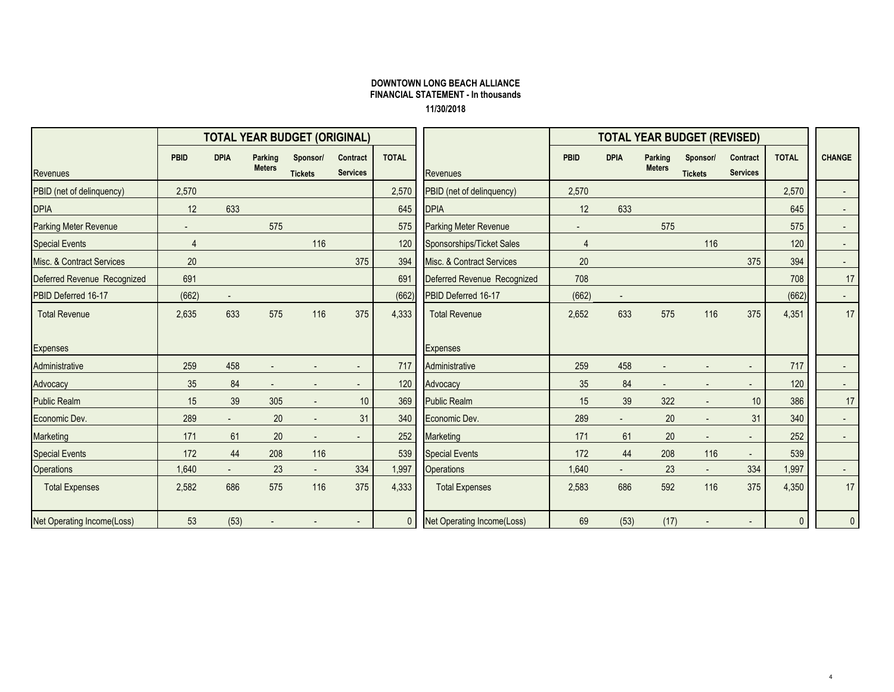**DOWNTOWN LONG BEACH ALLIANCE**
**FINANCIAL STATEMENT - In thousands**
**11/30/2018**

| | TOTAL YEAR BUDGET (ORIGINAL) | | | | | | | TOTAL YEAR BUDGET (REVISED) | | | | | | |
|---|---|---|---|---|---|---|---|---|---|---|---|---|---|---|
| Revenues | PBID | DPIA | Parking Meters | Sponsor/ Tickets | Contract Services | TOTAL | Revenues | PBID | DPIA | Parking Meters | Sponsor/ Tickets | Contract Services | TOTAL | CHANGE |
| PBID (net of delinquency) | 2,570 | | | | | 2,570 | PBID (net of delinquency) | 2,570 | | | | | 2,570 | - |
| DPIA | 12 | 633 | | | | 645 | DPIA | 12 | 633 | | | | 645 | - |
| Parking Meter Revenue | - | | 575 | | | 575 | Parking Meter Revenue | - | | 575 | | | 575 | - |
| Special Events | 4 | | | 116 | | 120 | Sponsorships/Ticket Sales | 4 | | | 116 | | 120 | - |
| Misc. & Contract Services | 20 | | | | 375 | 394 | Misc. & Contract Services | 20 | | | | 375 | 394 | - |
| Deferred Revenue Recognized | 691 | | | | | 691 | Deferred Revenue Recognized | 708 | | | | | 708 | 17 |
| PBID Deferred 16-17 | (662) | - | | | | (662) | PBID Deferred 16-17 | (662) | - | | | | (662) | - |
| Total Revenue | 2,635 | 633 | 575 | 116 | 375 | 4,333 | Total Revenue | 2,652 | 633 | 575 | 116 | 375 | 4,351 | 17 |
| Expenses | | | | | | | Expenses | | | | | | | |
| Administrative | 259 | 458 | - | - | - | 717 | Administrative | 259 | 458 | - | - | - | 717 | - |
| Advocacy | 35 | 84 | - | - | - | 120 | Advocacy | 35 | 84 | - | - | - | 120 | - |
| Public Realm | 15 | 39 | 305 | - | 10 | 369 | Public Realm | 15 | 39 | 322 | - | 10 | 386 | 17 |
| Economic Dev. | 289 | - | 20 | - | 31 | 340 | Economic Dev. | 289 | - | 20 | - | 31 | 340 | - |
| Marketing | 171 | 61 | 20 | - | - | 252 | Marketing | 171 | 61 | 20 | - | - | 252 | - |
| Special Events | 172 | 44 | 208 | 116 | | 539 | Special Events | 172 | 44 | 208 | 116 | - | 539 | |
| Operations | 1,640 | - | 23 | - | 334 | 1,997 | Operations | 1,640 | - | 23 | - | 334 | 1,997 | - |
| Total Expenses | 2,582 | 686 | 575 | 116 | 375 | 4,333 | Total Expenses | 2,583 | 686 | 592 | 116 | 375 | 4,350 | 17 |
| Net Operating Income(Loss) | 53 | (53) | - | - | - | 0 | Net Operating Income(Loss) | 69 | (53) | (17) | - | - | 0 | 0 |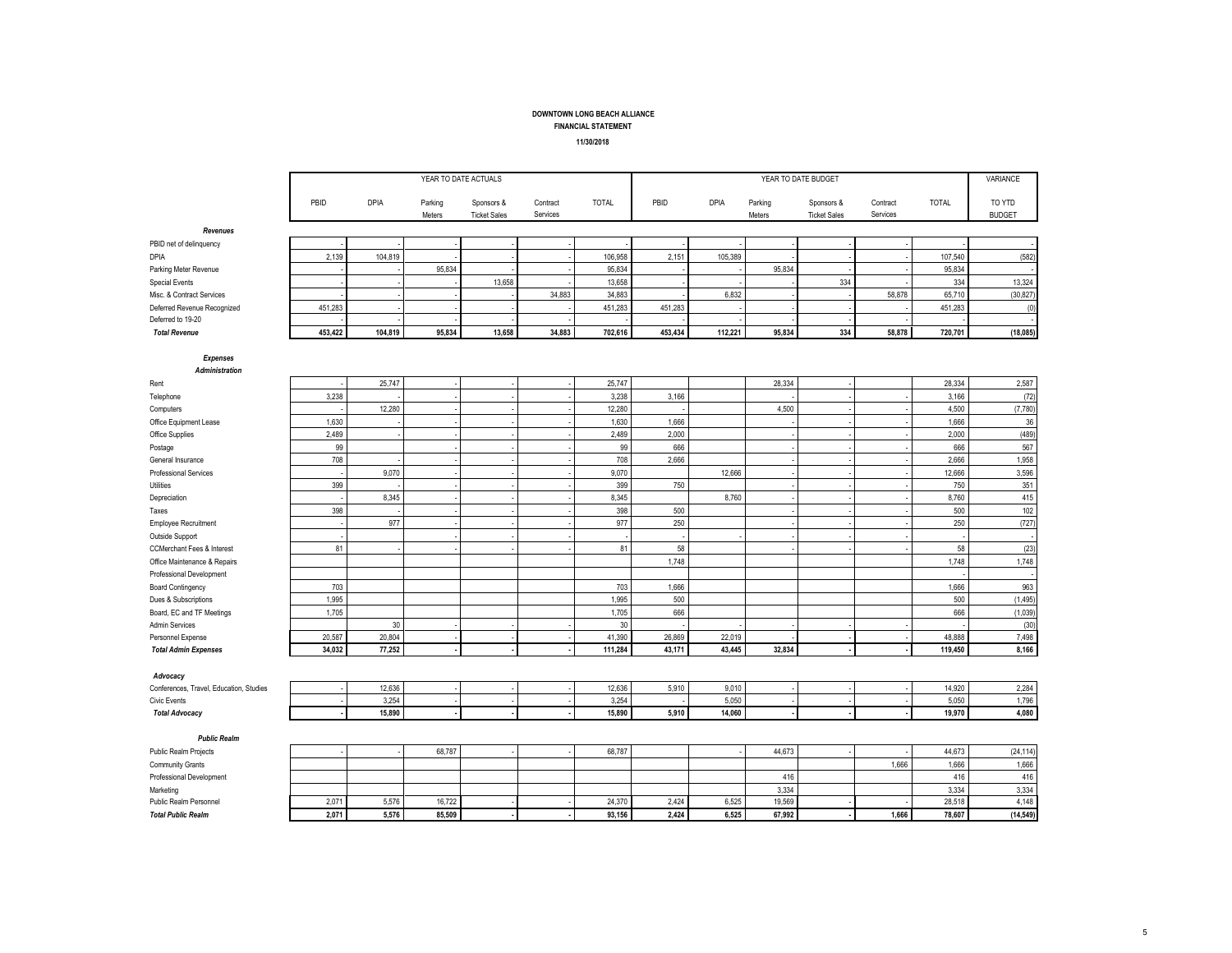**DOWNTOWN LONG BEACH ALLIANCE**
**FINANCIAL STATEMENT**
**11/30/2018**

| | YEAR TO DATE ACTUALS | | | | | | YEAR TO DATE BUDGET | | | | | | VARIANCE |
|---|---|---|---|---|---|---|---|---|---|---|---|---|---|
| | PBID | DPIA | Parking Meters | Sponsors & Ticket Sales | Contract Services | TOTAL | PBID | DPIA | Parking Meters | Sponsors & Ticket Sales | Contract Services | TOTAL | TO YTD BUDGET |
| ***Revenues*** | | | | | | | | | | | | | |
| PBID net of delinquency | - | - | - | - | - | - | - | - | - | - | - | - | - |
| DPIA | 2,139 | 104,819 | - | - | - | 106,958 | 2,151 | 105,389 | - | - | - | 107,540 | (582) |
| Parking Meter Revenue | - | - | 95,834 | - | - | 95,834 | - | - | 95,834 | - | - | 95,834 | - |
| Special Events | - | - | - | 13,658 | - | 13,658 | - | - | - | 334 | - | 334 | 13,324 |
| Misc. & Contract Services | - | - | - | - | 34,883 | 34,883 | - | 6,832 | - | - | 58,878 | 65,710 | (30,827) |
| Deferred Revenue Recognized | 451,283 | - | - | - | - | 451,283 | 451,283 | - | - | - | - | 451,283 | (0) |
| Deferred to 19-20 | - | - | - | - | - | - | - | - | - | - | - | - | - |
| ***Total Revenue*** | **453,422** | **104,819** | **95,834** | **13,658** | **34,883** | **702,616** | **453,434** | **112,221** | **95,834** | **334** | **58,878** | **720,701** | **(18,085)** |
| ***Expenses*** | | | | | | | | | | | | | |
| ***Administration*** | | | | | | | | | | | | | |
| Rent | - | 25,747 | - | - | - | 25,747 | | | 28,334 | - | | 28,334 | 2,587 |
| Telephone | 3,238 | - | - | - | - | 3,238 | 3,166 | | - | - | - | 3,166 | (72) |
| Computers | - | 12,280 | - | - | - | 12,280 | - | | 4,500 | - | - | 4,500 | (7,780) |
| Office Equipment Lease | 1,630 | - | - | - | - | 1,630 | 1,666 | | - | - | - | 1,666 | 36 |
| Office Supplies | 2,489 | - | - | - | - | 2,489 | 2,000 | | - | - | - | 2,000 | (489) |
| Postage | 99 | | - | - | - | 99 | 666 | | - | - | - | 666 | 567 |
| General Insurance | 708 | - | - | - | - | 708 | 2,666 | | - | - | - | 2,666 | 1,958 |
| Professional Services | - | 9,070 | - | - | - | 9,070 | | 12,666 | - | - | - | 12,666 | 3,596 |
| Utilities | 399 | - | - | - | - | 399 | 750 | | - | - | - | 750 | 351 |
| Depreciation | - | 8,345 | - | - | - | 8,345 | | 8,760 | - | - | - | 8,760 | 415 |
| Taxes | 398 | - | - | - | - | 398 | 500 | | - | - | - | 500 | 102 |
| Employee Recruitment | - | 977 | - | - | - | 977 | 250 | | - | - | - | 250 | (727) |
| Outside Support | - | | - | - | - | - | - | - | - | - | - | - | - |
| CCMerchant Fees & Interest | 81 | - | - | - | - | 81 | 58 | | - | - | - | 58 | (23) |
| Office Maintenance & Repairs | | | | | | | 1,748 | | | | | 1,748 | 1,748 |
| Professional Development | | | | | | | | | | | | - | - |
| Board Contingency | 703 | | | | | 703 | 1,666 | | | | | 1,666 | 963 |
| Dues & Subscriptions | 1,995 | | | | | 1,995 | 500 | | | | | 500 | (1,495) |
| Board, EC and TF Meetings | 1,705 | | | | | 1,705 | 666 | | | | | 666 | (1,039) |
| Admin Services | | 30 | - | - | - | 30 | - | - | - | - | - | - | (30) |
| Personnel Expense | 20,587 | 20,804 | - | - | - | 41,390 | 26,869 | 22,019 | - | - | - | 48,888 | 7,498 |
| ***Total Admin Expenses*** | **34,032** | **77,252** | **-** | **-** | **-** | **111,284** | **43,171** | **43,445** | **32,834** | **-** | **-** | **119,450** | **8,166** |
| ***Advocacy*** | | | | | | | | | | | | | |
| Conferences, Travel, Education, Studies | - | 12,636 | - | - | - | 12,636 | 5,910 | 9,010 | - | - | - | 14,920 | 2,284 |
| Civic Events | - | 3,254 | - | - | - | 3,254 | - | 5,050 | - | - | - | 5,050 | 1,796 |
| ***Total Advocacy*** | **-** | **15,890** | **-** | **-** | **-** | **15,890** | **5,910** | **14,060** | **-** | **-** | **-** | **19,970** | **4,080** |
| ***Public Realm*** | | | | | | | | | | | | | |
| Public Realm Projects | - | - | 68,787 | - | - | 68,787 | | - | 44,673 | - | - | 44,673 | (24,114) |
| Community Grants | | | | | | | | | | | 1,666 | 1,666 | 1,666 |
| Professional Development | | | | | | | | | 416 | | | 416 | 416 |
| Marketing | | | | | | | | | 3,334 | | | 3,334 | 3,334 |
| Public Realm Personnel | 2,071 | 5,576 | 16,722 | - | - | 24,370 | 2,424 | 6,525 | 19,569 | - | - | 28,518 | 4,148 |
| ***Total Public Realm*** | **2,071** | **5,576** | **85,509** | **-** | **-** | **93,156** | **2,424** | **6,525** | **67,992** | **-** | **1,666** | **78,607** | **(14,549)** |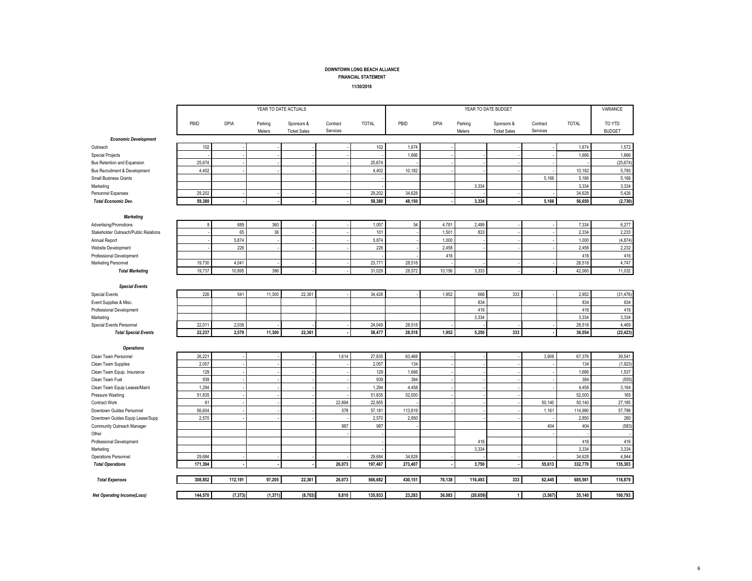**DOWNTOWN LONG BEACH ALLIANCE**

**FINANCIAL STATEMENT**

**11/30/2018**

| | YEAR TO DATE ACTUALS | | | | | | YEAR TO DATE BUDGET | | | | | | VARIANCE |
|---|---|---|---|---|---|---|---|---|---|---|---|---|---|
| | PBID | DPIA | Parking Meters | Sponsors & Ticket Sales | Contract Services | TOTAL | PBID | DPIA | Parking Meters | Sponsors & Ticket Sales | Contract Services | TOTAL | TO YTD BUDGET |
| ***Economic Development*** | | | | | | | | | | | | | |
| Outreach | 102 | - | - | - | - | 102 | 1,674 | - | | - | - | 1,674 | 1,572 |
| Special Projects | - | - | - | - | - | - | 1,666 | - | - | - | - | 1,666 | 1,666 |
| Bus Retention and Expansion | 25,674 | - | - | - | - | 25,674 | - | - | - | - | - | - | (25,674) |
| Bus Recruitment & Development | 4,402 | - | - | - | - | 4,402 | 10,182 | - | - | - | - | 10,182 | 5,780 |
| Small Business Grants | | | | | | - | | | | | 5,166 | 5,166 | 5,166 |
| Marketing | | | | | | - | | | 3,334 | | | 3,334 | 3,334 |
| Personnel Expenses | 29,202 | - | - | - | - | 29,202 | 34,628 | - | - | - | - | 34,628 | 5,426 |
| ***Total Economic Dev.*** | **59,380** | **-** | **-** | **-** | **-** | **59,380** | **48,150** | **-** | **3,334** | **-** | **5,166** | **56,650** | **(2,730)** |
| ***Marketing*** | | | | | | | | | | | | | |
| Advertising/Promotions | 8 | 689 | 360 | - | - | 1,057 | 54 | 4,781 | 2,499 | - | - | 7,334 | 6,277 |
| Stakeholder Outreach/Public Relations | - | 65 | 36 | - | - | 101 | - | 1,501 | 833 | - | - | 2,334 | 2,233 |
| Annual Report | - | 5,874 | - | - | - | 5,874 | - | 1,000 | - | - | - | 1,000 | (4,874) |
| Website Development | - | 226 | - | - | - | 226 | - | 2,458 | - | - | - | 2,458 | 2,232 |
| Professional Development | | | | | | - | | 416 | | | | 416 | 416 |
| Marketing Personnel | 19,730 | 4,041 | - | - | - | 23,771 | 28,518 | - | - | - | - | 28,518 | 4,747 |
| ***Total Marketing*** | 19,737 | 10,895 | 396 | - | - | 31,029 | 28,572 | 10,156 | 3,333 | - | - | 42,060 | 11,032 |
| ***Special Events*** | | | | | | | | | | | | | |
| Special Events | 226 | 541 | 11,300 | 22,361 | - | 34,428 | - | 1,952 | 666 | 333 | - | 2,952 | (31,476) |
| Event Supplies & Misc. | | | | | | | | | 834 | | | 834 | 834 |
| Professional Development | | | | | | | | | 416 | | | 416 | 416 |
| Marketing | | | | | | | | | 3,334 | | | 3,334 | 3,334 |
| Special Events Personnel | 22,011 | 2,038 | - | - | - | 24,049 | 28,518 | - | - | - | - | 28,518 | 4,469 |
| ***Total Special Events*** | **22,237** | **2,579** | **11,300** | **22,361** | **-** | **58,477** | **28,518** | **1,952** | **5,250** | **333** | **-** | **36,054** | **(22,423)** |
| ***Operations*** | | | | | | | | | | | | | |
| Clean Team Personnel | 26,221 | - | - | - | 1,614 | 27,835 | 63,468 | - | - | - | 3,908 | 67,376 | 39,541 |
| Clean Team Supplies | 2,057 | - | - | - | - | 2,057 | 134 | - | - | - | - | 134 | (1,923) |
| Clean Team Equip. Insurance | 129 | - | - | - | - | 129 | 1,666 | - | - | - | - | 1,666 | 1,537 |
| Clean Team Fuel | 939 | - | - | - | - | 939 | 384 | - | - | - | - | 384 | (555) |
| Clean Team Equip Leases/Maint. | 1,294 | - | - | - | - | 1,294 | 4,458 | - | - | - | - | 4,458 | 3,164 |
| Pressure Washing | 51,835 | - | - | - | - | 51,835 | 52,000 | - | - | - | | 52,000 | 165 |
| Contract Work | 61 | - | - | - | 22,894 | 22,955 | - | - | - | - | 50,140 | 50,140 | 27,185 |
| Downtown Guides Personnel | 56,604 | - | - | - | 578 | 57,181 | 113,819 | - | - | - | 1,161 | 114,980 | 57,799 |
| Downtown Guides Equip Lease/Supp | 2,570 | - | - | - | - | 2,570 | 2,850 | | - | - | - | 2,850 | 280 |
| Community Outreach Manager | | | | | 987 | 987 | - | | | | 404 | 404 | (583) |
| Other | | | | | - | - | | | | | - | - | - |
| Professional Development | | | | | | - | | | 416 | | | 416 | 416 |
| Marketing | | | | | | - | | | 3,334 | | | 3,334 | 3,334 |
| Operations Personnel | 29,684 | - | - | - | - | 29,684 | 34,628 | - | - | - | - | 34,628 | 4,944 |
| ***Total Operations*** | **171,394** | **-** | **-** | **-** | **26,073** | **197,467** | **273,407** | **-** | **3,750** | **-** | **55,613** | **332,770** | **135,303** |
| ***Total Expenses*** | **308,852** | **112,191** | **97,205** | **22,361** | **26,073** | **566,682** | **430,151** | **76,138** | **116,493** | **333** | **62,445** | **685,561** | **118,879** |
| ***Net Operating Income(Loss)*** | **144,570** | **(7,373)** | **(1,371)** | **(8,703)** | **8,810** | **135,933** | **23,283** | **36,083** | **(20,659)** | **1** | **(3,567)** | **35,140** | **100,793** |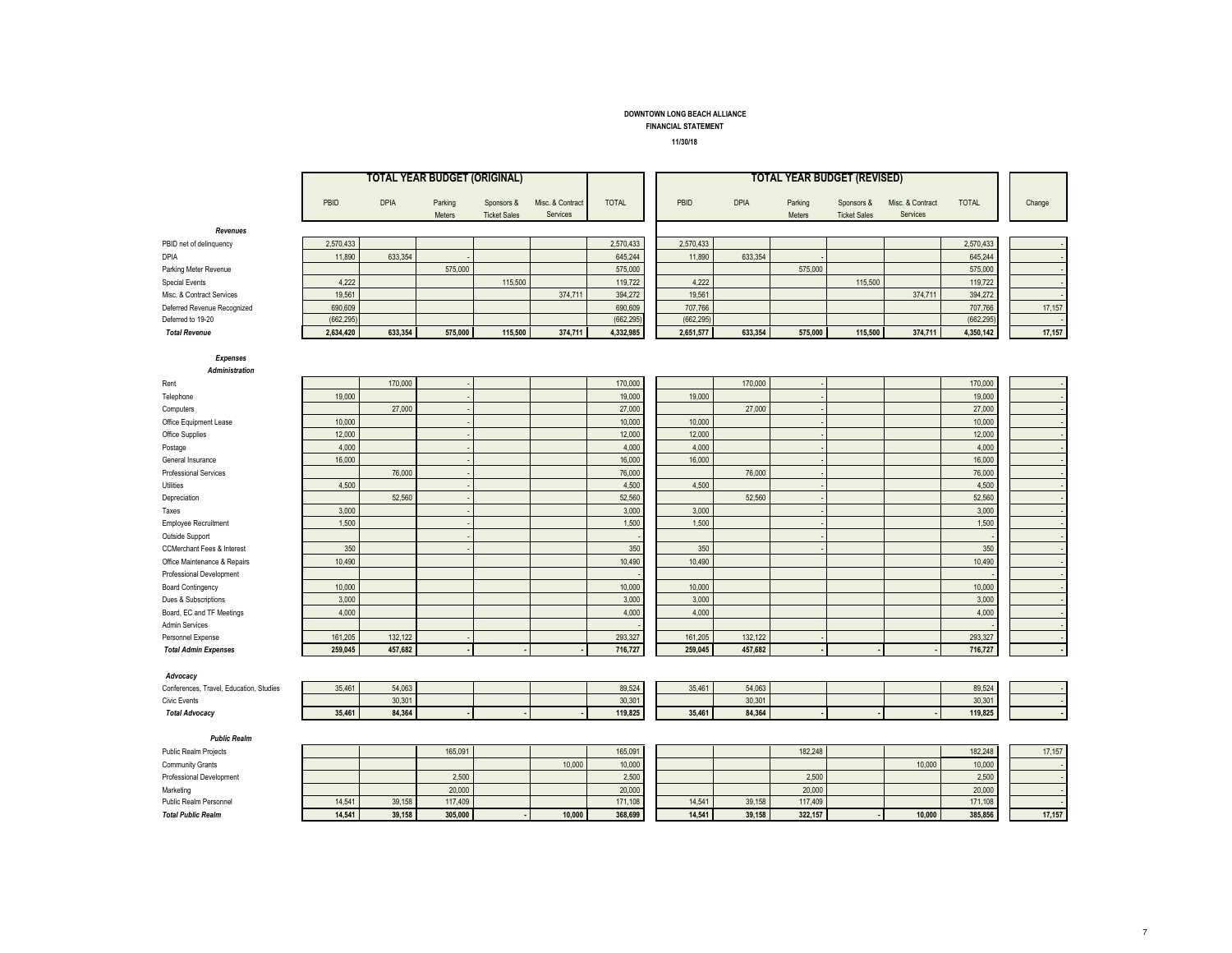**DOWNTOWN LONG BEACH ALLIANCE**
**FINANCIAL STATEMENT**
**11/30/18**

| | TOTAL YEAR BUDGET (ORIGINAL) | | | | | | TOTAL YEAR BUDGET (REVISED) | | | | | | |
|---|---|---|---|---|---|---|---|---|---|---|---|---|---|
| | PBID | DPIA | Parking Meters | Sponsors & Ticket Sales | Misc. & Contract Services | TOTAL | PBID | DPIA | Parking Meters | Sponsors & Ticket Sales | Misc. & Contract Services | TOTAL | Change |
| ***Revenues*** | | | | | | | | | | | | | |
| PBID net of delinquency | 2,570,433 | | | | | 2,570,433 | 2,570,433 | | | | | 2,570,433 | - |
| DPIA | 11,890 | 633,354 | - | | | 645,244 | 11,890 | 633,354 | - | | | 645,244 | - |
| Parking Meter Revenue | | | 575,000 | | | 575,000 | | | 575,000 | | | 575,000 | - |
| Special Events | 4,222 | | | 115,500 | | 119,722 | 4,222 | | | 115,500 | | 119,722 | - |
| Misc. & Contract Services | 19,561 | | | | 374,711 | 394,272 | 19,561 | | | | 374,711 | 394,272 | - |
| Deferred Revenue Recognized | 690,609 | | | | | 690,609 | 707,766 | | | | | 707,766 | 17,157 |
| Deferred to 19-20 | (662,295) | | | | | (662,295) | (662,295) | | | | | (662,295) | - |
| ***Total Revenue*** | **2,634,420** | **633,354** | **575,000** | **115,500** | **374,711** | **4,332,985** | **2,651,577** | **633,354** | **575,000** | **115,500** | **374,711** | **4,350,142** | **17,157** |
| ***Expenses*** | | | | | | | | | | | | | |
| ***Administration*** | | | | | | | | | | | | | |
| Rent | | 170,000 | - | | | 170,000 | | 170,000 | - | | | 170,000 | - |
| Telephone | 19,000 | | - | | | 19,000 | 19,000 | | - | | | 19,000 | - |
| Computers | | 27,000 | - | | | 27,000 | | 27,000 | - | | | 27,000 | - |
| Office Equipment Lease | 10,000 | | - | | | 10,000 | 10,000 | | - | | | 10,000 | - |
| Office Supplies | 12,000 | | - | | | 12,000 | 12,000 | | - | | | 12,000 | - |
| Postage | 4,000 | | - | | | 4,000 | 4,000 | | - | | | 4,000 | - |
| General Insurance | 16,000 | | - | | | 16,000 | 16,000 | | - | | | 16,000 | - |
| Professional Services | | 76,000 | - | | | 76,000 | | 76,000 | - | | | 76,000 | - |
| Utilities | 4,500 | | - | | | 4,500 | 4,500 | | - | | | 4,500 | - |
| Depreciation | | 52,560 | - | | | 52,560 | | 52,560 | - | | | 52,560 | - |
| Taxes | 3,000 | | - | | | 3,000 | 3,000 | | - | | | 3,000 | - |
| Employee Recruitment | 1,500 | | - | | | 1,500 | 1,500 | | - | | | 1,500 | - |
| Outside Support | | | - | | | - | | | - | | | - | - |
| CCMerchant Fees & Interest | 350 | | - | | | 350 | 350 | | - | | | 350 | - |
| Office Maintenance & Repairs | 10,490 | | | | | 10,490 | 10,490 | | | | | 10,490 | - |
| Professional Development | | | | | | - | | | | | | - | - |
| Board Contingency | 10,000 | | | | | 10,000 | 10,000 | | | | | 10,000 | - |
| Dues & Subscriptions | 3,000 | | | | | 3,000 | 3,000 | | | | | 3,000 | - |
| Board, EC and TF Meetings | 4,000 | | | | | 4,000 | 4,000 | | | | | 4,000 | - |
| Admin Services | | | | | | - | | | | | | - | - |
| Personnel Expense | 161,205 | 132,122 | - | | | 293,327 | 161,205 | 132,122 | - | | | 293,327 | - |
| ***Total Admin Expenses*** | **259,045** | **457,682** | **-** | **-** | **-** | **716,727** | **259,045** | **457,682** | **-** | **-** | **-** | **716,727** | **-** |
| ***Advocacy*** | | | | | | | | | | | | | |
| Conferences, Travel, Education, Studies | 35,461 | 54,063 | | | | 89,524 | 35,461 | 54,063 | | | | 89,524 | - |
| Civic Events | | 30,301 | | | | 30,301 | | 30,301 | | | | 30,301 | - |
| ***Total Advocacy*** | **35,461** | **84,364** | **-** | **-** | **-** | **119,825** | **35,461** | **84,364** | **-** | **-** | **-** | **119,825** | **-** |
| ***Public Realm*** | | | | | | | | | | | | | |
| Public Realm Projects | | | 165,091 | | | 165,091 | | | 182,248 | | | 182,248 | 17,157 |
| Community Grants | | | | | 10,000 | 10,000 | | | | | 10,000 | 10,000 | - |
| Professional Development | | | 2,500 | | | 2,500 | | | 2,500 | | | 2,500 | - |
| Marketing | | | 20,000 | | | 20,000 | | | 20,000 | | | 20,000 | - |
| Public Realm Personnel | 14,541 | 39,158 | 117,409 | | | 171,108 | 14,541 | 39,158 | 117,409 | | | 171,108 | - |
| ***Total Public Realm*** | **14,541** | **39,158** | **305,000** | **-** | **10,000** | **368,699** | **14,541** | **39,158** | **322,157** | **-** | **10,000** | **385,856** | **17,157** |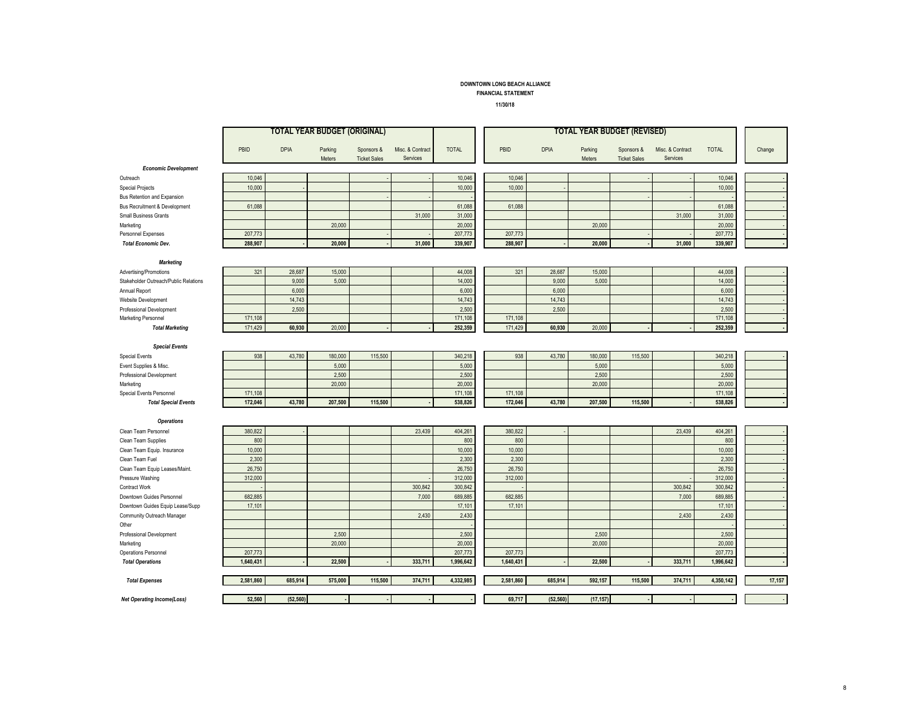**DOWNTOWN LONG BEACH ALLIANCE**
**FINANCIAL STATEMENT**
**11/30/18**

| | TOTAL YEAR BUDGET (ORIGINAL) | | | | | | TOTAL YEAR BUDGET (REVISED) | | | | | | |
|---|---|---|---|---|---|---|---|---|---|---|---|---|---|
| | PBID | DPIA | Parking Meters | Sponsors & Ticket Sales | Misc. & Contract Services | TOTAL | PBID | DPIA | Parking Meters | Sponsors & Ticket Sales | Misc. & Contract Services | TOTAL | Change |
| ***Economic Development*** | | | | | | | | | | | | | |
| Outreach | 10,046 | | | - | - | 10,046 | 10,046 | | | - | - | 10,046 | - |
| Special Projects | 10,000 | - | | | | 10,000 | 10,000 | - | | | | 10,000 | - |
| Bus Retention and Expansion | | | | - | - | - | | | | - | - | - | - |
| Bus Recruitment & Development | 61,088 | | | | | 61,088 | 61,088 | | | | | 61,088 | - |
| Small Business Grants | | | | | 31,000 | 31,000 | | | | | 31,000 | 31,000 | - |
| Marketing | | | 20,000 | | | 20,000 | | | 20,000 | | | 20,000 | - |
| Personnel Expenses | 207,773 | | | - | - | 207,773 | 207,773 | | | - | - | 207,773 | - |
| ***Total Economic Dev.*** | **288,907** | **-** | **20,000** | **-** | **31,000** | **339,907** | **288,907** | **-** | **20,000** | **-** | **31,000** | **339,907** | **-** |
| ***Marketing*** | | | | | | | | | | | | | |
| Advertising/Promotions | 321 | 28,687 | 15,000 | | | 44,008 | 321 | 28,687 | 15,000 | | | 44,008 | - |
| Stakeholder Outreach/Public Relations | | 9,000 | 5,000 | | | 14,000 | | 9,000 | 5,000 | | | 14,000 | - |
| Annual Report | | 6,000 | | | | 6,000 | | 6,000 | | | | 6,000 | - |
| Website Development | | 14,743 | | | | 14,743 | | 14,743 | | | | 14,743 | - |
| Professional Development | | 2,500 | | | | 2,500 | | 2,500 | | | | 2,500 | - |
| Marketing Personnel | 171,108 | | | | | 171,108 | 171,108 | | | | | 171,108 | - |
| ***Total Marketing*** | 171,429 | **60,930** | 20,000 | **-** | **-** | **252,359** | 171,429 | **60,930** | 20,000 | **-** | **-** | **252,359** | **-** |
| ***Special Events*** | | | | | | | | | | | | | |
| Special Events | 938 | 43,780 | 180,000 | 115,500 | | 340,218 | 938 | 43,780 | 180,000 | 115,500 | | 340,218 | - |
| Event Supplies & Misc. | | | 5,000 | | | 5,000 | | | 5,000 | | | 5,000 | |
| Professional Development | | | 2,500 | | | 2,500 | | | 2,500 | | | 2,500 | |
| Marketing | | | 20,000 | | | 20,000 | | | 20,000 | | | 20,000 | |
| Special Events Personnel | 171,108 | | | | | 171,108 | 171,108 | | | | | 171,108 | - |
| ***Total Special Events*** | **172,046** | **43,780** | **207,500** | **115,500** | **-** | **538,826** | **172,046** | **43,780** | **207,500** | **115,500** | **-** | **538,826** | **-** |
| ***Operations*** | | | | | | | | | | | | | |
| Clean Team Personnel | 380,822 | - | | | 23,439 | 404,261 | 380,822 | - | | | 23,439 | 404,261 | - |
| Clean Team Supplies | 800 | | | | | 800 | 800 | | | | | 800 | - |
| Clean Team Equip. Insurance | 10,000 | | | | | 10,000 | 10,000 | | | | | 10,000 | - |
| Clean Team Fuel | 2,300 | | | | | 2,300 | 2,300 | | | | | 2,300 | - |
| Clean Team Equip Leases/Maint. | 26,750 | | | | | 26,750 | 26,750 | | | | | 26,750 | - |
| Pressure Washing | 312,000 | | | | - | 312,000 | 312,000 | | | | - | 312,000 | - |
| Contract Work | - | | | | 300,842 | 300,842 | - | | | | 300,842 | 300,842 | - |
| Downtown Guides Personnel | 682,885 | | | | 7,000 | 689,885 | 682,885 | | | | 7,000 | 689,885 | - |
| Downtown Guides Equip Lease/Supp | 17,101 | | | | | 17,101 | 17,101 | | | | | 17,101 | - |
| Community Outreach Manager | | | | | 2,430 | 2,430 | | | | | 2,430 | 2,430 | |
| Other | | | | | | - | | | | | | - | - |
| Professional Development | | | 2,500 | | | 2,500 | | | 2,500 | | | 2,500 | |
| Marketing | | | 20,000 | | | 20,000 | | | 20,000 | | | 20,000 | |
| Operations Personnel | 207,773 | | | | | 207,773 | 207,773 | | | | | 207,773 | - |
| ***Total Operations*** | **1,640,431** | **-** | **22,500** | **-** | **333,711** | **1,996,642** | **1,640,431** | **-** | **22,500** | **-** | **333,711** | **1,996,642** | **-** |
| ***Total Expenses*** | **2,581,860** | **685,914** | **575,000** | **115,500** | **374,711** | **4,332,985** | **2,581,860** | **685,914** | **592,157** | **115,500** | **374,711** | **4,350,142** | **17,157** |
| ***Net Operating Income(Loss)*** | **52,560** | **(52,560)** | **-** | **-** | **-** | **-** | **69,717** | **(52,560)** | **(17,157)** | **-** | **-** | **-** | **-** |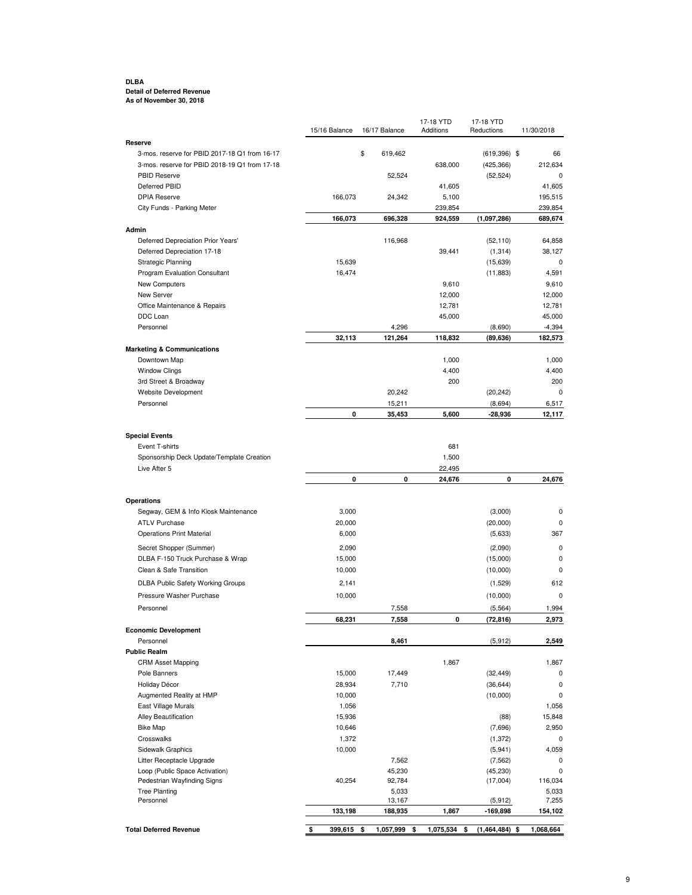**DLBA**
**Detail of Deferred Revenue**
**As of November 30, 2018**

| | 15/16 Balance | 16/17 Balance | 17-18 YTD Additions | 17-18 YTD Reductions | 11/30/2018 |
|---|---|---|---|---|---|
| **Reserve** | | | | | |
| 3-mos. reserve for PBID 2017-18 Q1 from 16-17 | | $ 619,462 | | (619,396) $ | 66 |
| 3-mos. reserve for PBID 2018-19 Q1 from 17-18 | | | 638,000 | (425,366) | 212,634 |
| PBID Reserve | | 52,524 | | (52,524) | 0 |
| Deferred PBID | | | 41,605 | | 41,605 |
| DPIA Reserve | 166,073 | 24,342 | 5,100 | | 195,515 |
| City Funds - Parking Meter | | | 239,854 | | 239,854 |
| | **166,073** | **696,328** | **924,559** | **(1,097,286)** | **689,674** |
| **Admin** | | | | | |
| Deferred Depreciation Prior Years' | | 116,968 | | (52,110) | 64,858 |
| Deferred Depreciation 17-18 | | | 39,441 | (1,314) | 38,127 |
| Strategic Planning | 15,639 | | | (15,639) | 0 |
| Program Evaluation Consultant | 16,474 | | | (11,883) | 4,591 |
| New Computers | | | 9,610 | | 9,610 |
| New Server | | | 12,000 | | 12,000 |
| Office Maintenance & Repairs | | | 12,781 | | 12,781 |
| DDC Loan | | | 45,000 | | 45,000 |
| Personnel | | 4,296 | | (8,690) | -4,394 |
| | **32,113** | **121,264** | **118,832** | **(89,636)** | **182,573** |
| **Marketing & Communications** | | | | | |
| Downtown Map | | | 1,000 | | 1,000 |
| Window Clings | | | 4,400 | | 4,400 |
| 3rd Street & Broadway | | | 200 | | 200 |
| Website Development | | 20,242 | | (20,242) | 0 |
| Personnel | | 15,211 | | (8,694) | 6,517 |
| | **0** | **35,453** | **5,600** | **-28,936** | **12,117** |
| **Special Events** | | | | | |
| Event T-shirts | | | 681 | | |
| Sponsorship Deck Update/Template Creation | | | 1,500 | | |
| Live After 5 | | | 22,495 | | |
| | **0** | **0** | **24,676** | **0** | **24,676** |
| **Operations** | | | | | |
| Segway, GEM & Info Kiosk Maintenance | 3,000 | | | (3,000) | 0 |
| ATLV Purchase | 20,000 | | | (20,000) | 0 |
| Operations Print Material | 6,000 | | | (5,633) | 367 |
| Secret Shopper (Summer) | 2,090 | | | (2,090) | 0 |
| DLBA F-150 Truck Purchase & Wrap | 15,000 | | | (15,000) | 0 |
| Clean & Safe Transition | 10,000 | | | (10,000) | 0 |
| DLBA Public Safety Working Groups | 2,141 | | | (1,529) | 612 |
| Pressure Washer Purchase | 10,000 | | | (10,000) | 0 |
| Personnel | | 7,558 | | (5,564) | 1,994 |
| | **68,231** | **7,558** | **0** | **(72,816)** | **2,973** |
| **Economic Development** | | | | | |
| Personnel | | **8,461** | | (5,912) | **2,549** |
| **Public Realm** | | | | | |
| CRM Asset Mapping | | | 1,867 | | 1,867 |
| Pole Banners | 15,000 | 17,449 | | (32,449) | 0 |
| Holiday Décor | 28,934 | 7,710 | | (36,644) | 0 |
| Augmented Reality at HMP | 10,000 | | | (10,000) | 0 |
| East Village Murals | 1,056 | | | | 1,056 |
| Alley Beautification | 15,936 | | | (88) | 15,848 |
| Bike Map | 10,646 | | | (7,696) | 2,950 |
| Crosswalks | 1,372 | | | (1,372) | 0 |
| Sidewalk Graphics | 10,000 | | | (5,941) | 4,059 |
| Litter Receptacle Upgrade | | 7,562 | | (7,562) | 0 |
| Loop (Public Space Activation) | | 45,230 | | (45,230) | 0 |
| Pedestrian Wayfinding Signs | 40,254 | 92,784 | | (17,004) | 116,034 |
| Tree Planting | | 5,033 | | | 5,033 |
| Personnel | | 13,167 | | (5,912) | 7,255 |
| | **133,198** | **188,935** | **1,867** | **-169,898** | **154,102** |
| **Total Deferred Revenue** | **$ 399,615** | **$ 1,057,999** | **$ 1,075,534** | **$ (1,464,484)** | **$ 1,068,664** |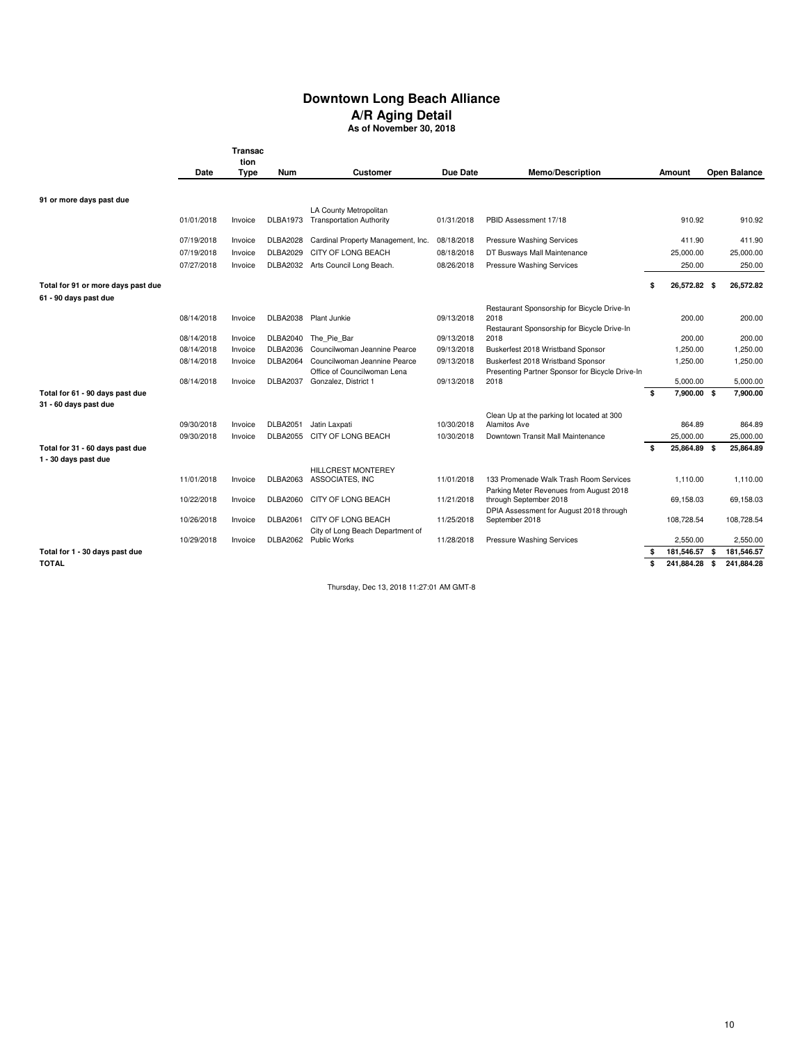# Downtown Long Beach Alliance
## A/R Aging Detail
### As of November 30, 2018

| | Date | Transaction Type | Num | Customer | Due Date | Memo/Description | Amount | Open Balance |
|---|---|---|---|---|---|---|---|---|
| **91 or more days past due** | | | | | | | | |
| | 01/01/2018 | Invoice | DLBA1973 | LA County Metropolitan Transportation Authority | 01/31/2018 | PBID Assessment 17/18 | 910.92 | 910.92 |
| | 07/19/2018 | Invoice | DLBA2028 | Cardinal Property Management, Inc. | 08/18/2018 | Pressure Washing Services | 411.90 | 411.90 |
| | 07/19/2018 | Invoice | DLBA2029 | CITY OF LONG BEACH | 08/18/2018 | DT Busways Mall Maintenance | 25,000.00 | 25,000.00 |
| | 07/27/2018 | Invoice | DLBA2032 | Arts Council Long Beach. | 08/26/2018 | Pressure Washing Services | 250.00 | 250.00 |
| **Total for 91 or more days past due** | | | | | | | **$ 26,572.82** | **$ 26,572.82** |
| **61 - 90 days past due** | | | | | | | | |
| | 08/14/2018 | Invoice | DLBA2038 | Plant Junkie | 09/13/2018 | Restaurant Sponsorship for Bicycle Drive-In 2018 | 200.00 | 200.00 |
| | 08/14/2018 | Invoice | DLBA2040 | The_Pie_Bar | 09/13/2018 | Restaurant Sponsorship for Bicycle Drive-In 2018 | 200.00 | 200.00 |
| | 08/14/2018 | Invoice | DLBA2036 | Councilwoman Jeannine Pearce | 09/13/2018 | Buskerfest 2018 Wristband Sponsor | 1,250.00 | 1,250.00 |
| | 08/14/2018 | Invoice | DLBA2064 | Councilwoman Jeannine Pearce | 09/13/2018 | Buskerfest 2018 Wristband Sponsor | 1,250.00 | 1,250.00 |
| | 08/14/2018 | Invoice | DLBA2037 | Office of Councilwoman Lena Gonzalez, District 1 | 09/13/2018 | Presenting Partner Sponsor for Bicycle Drive-In 2018 | 5,000.00 | 5,000.00 |
| **Total for 61 - 90 days past due** | | | | | | | **$ 7,900.00** | **$ 7,900.00** |
| **31 - 60 days past due** | | | | | | | | |
| | 09/30/2018 | Invoice | DLBA2051 | Jatin Laxpati | 10/30/2018 | Clean Up at the parking lot located at 300 Alamitos Ave | 864.89 | 864.89 |
| | 09/30/2018 | Invoice | DLBA2055 | CITY OF LONG BEACH | 10/30/2018 | Downtown Transit Mall Maintenance | 25,000.00 | 25,000.00 |
| **Total for 31 - 60 days past due** | | | | | | | **$ 25,864.89** | **$ 25,864.89** |
| **1 - 30 days past due** | | | | | | | | |
| | 11/01/2018 | Invoice | DLBA2063 | HILLCREST MONTEREY ASSOCIATES, INC | 11/01/2018 | 133 Promenade Walk Trash Room Services | 1,110.00 | 1,110.00 |
| | 10/22/2018 | Invoice | DLBA2060 | CITY OF LONG BEACH | 11/21/2018 | Parking Meter Revenues from August 2018 through September 2018 | 69,158.03 | 69,158.03 |
| | 10/26/2018 | Invoice | DLBA2061 | CITY OF LONG BEACH | 11/25/2018 | DPIA Assessment for August 2018 through September 2018 | 108,728.54 | 108,728.54 |
| | 10/29/2018 | Invoice | DLBA2062 | City of Long Beach Department of Public Works | 11/28/2018 | Pressure Washing Services | 2,550.00 | 2,550.00 |
| **Total for 1 - 30 days past due** | | | | | | | **$ 181,546.57** | **$ 181,546.57** |
| **TOTAL** | | | | | | | **$ 241,884.28** | **$ 241,884.28** |

Thursday, Dec 13, 2018 11:27:01 AM GMT-8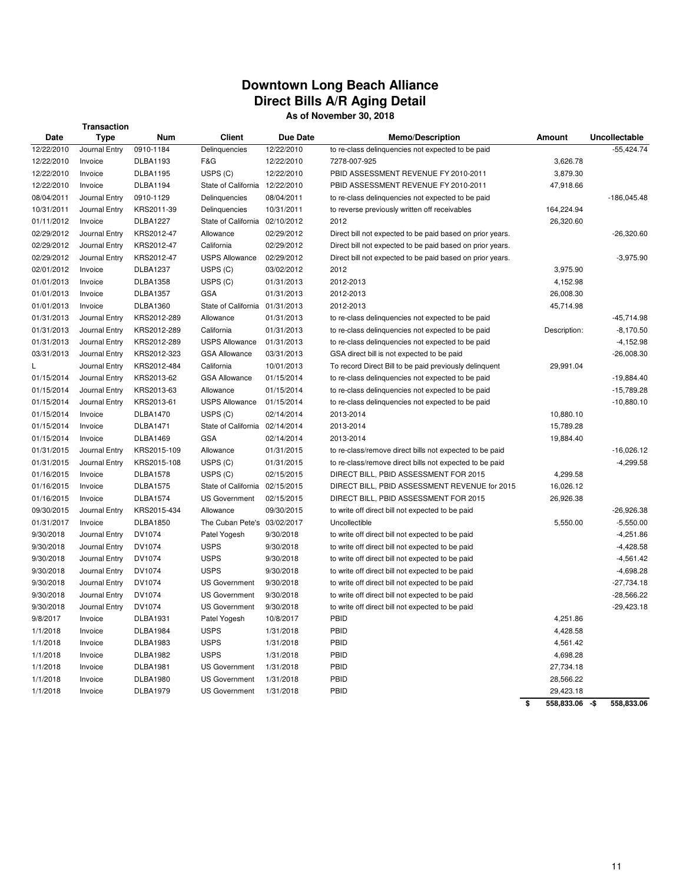# Downtown Long Beach Alliance
## Direct Bills A/R Aging Detail
### As of November 30, 2018

| Date | Transaction Type | Num | Client | Due Date | Memo/Description | Amount | Uncollectable |
|---|---|---|---|---|---|---|---|
| 12/22/2010 | Journal Entry | 0910-1184 | Delinquencies | 12/22/2010 | to re-class delinquencies not expected to be paid | | -55,424.74 |
| 12/22/2010 | Invoice | DLBA1193 | F&G | 12/22/2010 | 7278-007-925 | 3,626.78 | |
| 12/22/2010 | Invoice | DLBA1195 | USPS (C) | 12/22/2010 | PBID ASSESSMENT REVENUE FY 2010-2011 | 3,879.30 | |
| 12/22/2010 | Invoice | DLBA1194 | State of California | 12/22/2010 | PBID ASSESSMENT REVENUE FY 2010-2011 | 47,918.66 | |
| 08/04/2011 | Journal Entry | 0910-1129 | Delinquencies | 08/04/2011 | to re-class delinquencies not expected to be paid | | -186,045.48 |
| 10/31/2011 | Journal Entry | KRS2011-39 | Delinquencies | 10/31/2011 | to reverse previously written off receivables | 164,224.94 | |
| 01/11/2012 | Invoice | DLBA1227 | State of California | 02/10/2012 | 2012 | 26,320.60 | |
| 02/29/2012 | Journal Entry | KRS2012-47 | Allowance | 02/29/2012 | Direct bill not expected to be paid based on prior years. | | -26,320.60 |
| 02/29/2012 | Journal Entry | KRS2012-47 | California | 02/29/2012 | Direct bill not expected to be paid based on prior years. | | |
| 02/29/2012 | Journal Entry | KRS2012-47 | USPS Allowance | 02/29/2012 | Direct bill not expected to be paid based on prior years. | | -3,975.90 |
| 02/01/2012 | Invoice | DLBA1237 | USPS (C) | 03/02/2012 | 2012 | 3,975.90 | |
| 01/01/2013 | Invoice | DLBA1358 | USPS (C) | 01/31/2013 | 2012-2013 | 4,152.98 | |
| 01/01/2013 | Invoice | DLBA1357 | GSA | 01/31/2013 | 2012-2013 | 26,008.30 | |
| 01/01/2013 | Invoice | DLBA1360 | State of California | 01/31/2013 | 2012-2013 | 45,714.98 | |
| 01/31/2013 | Journal Entry | KRS2012-289 | Allowance | 01/31/2013 | to re-class delinquencies not expected to be paid | | -45,714.98 |
| 01/31/2013 | Journal Entry | KRS2012-289 | California | 01/31/2013 | to re-class delinquencies not expected to be paid | Description: | -8,170.50 |
| 01/31/2013 | Journal Entry | KRS2012-289 | USPS Allowance | 01/31/2013 | to re-class delinquencies not expected to be paid | | -4,152.98 |
| 03/31/2013 | Journal Entry | KRS2012-323 | GSA Allowance | 03/31/2013 | GSA direct bill is not expected to be paid | | -26,008.30 |
| L | Journal Entry | KRS2012-484 | California | 10/01/2013 | To record Direct Bill to be paid previously delinquent | 29,991.04 | |
| 01/15/2014 | Journal Entry | KRS2013-62 | GSA Allowance | 01/15/2014 | to re-class delinquencies not expected to be paid | | -19,884.40 |
| 01/15/2014 | Journal Entry | KRS2013-63 | Allowance | 01/15/2014 | to re-class delinquencies not expected to be paid | | -15,789.28 |
| 01/15/2014 | Journal Entry | KRS2013-61 | USPS Allowance | 01/15/2014 | to re-class delinquencies not expected to be paid | | -10,880.10 |
| 01/15/2014 | Invoice | DLBA1470 | USPS (C) | 02/14/2014 | 2013-2014 | 10,880.10 | |
| 01/15/2014 | Invoice | DLBA1471 | State of California | 02/14/2014 | 2013-2014 | 15,789.28 | |
| 01/15/2014 | Invoice | DLBA1469 | GSA | 02/14/2014 | 2013-2014 | 19,884.40 | |
| 01/31/2015 | Journal Entry | KRS2015-109 | Allowance | 01/31/2015 | to re-class/remove direct bills not expected to be paid | | -16,026.12 |
| 01/31/2015 | Journal Entry | KRS2015-108 | USPS (C) | 01/31/2015 | to re-class/remove direct bills not expected to be paid | | -4,299.58 |
| 01/16/2015 | Invoice | DLBA1578 | USPS (C) | 02/15/2015 | DIRECT BILL, PBID ASSESSMENT FOR 2015 | 4,299.58 | |
| 01/16/2015 | Invoice | DLBA1575 | State of California | 02/15/2015 | DIRECT BILL, PBID ASSESSMENT REVENUE for 2015 | 16,026.12 | |
| 01/16/2015 | Invoice | DLBA1574 | US Government | 02/15/2015 | DIRECT BILL, PBID ASSESSMENT FOR 2015 | 26,926.38 | |
| 09/30/2015 | Journal Entry | KRS2015-434 | Allowance | 09/30/2015 | to write off direct bill not expected to be paid | | -26,926.38 |
| 01/31/2017 | Invoice | DLBA1850 | The Cuban Pete's | 03/02/2017 | Uncollectible | 5,550.00 | -5,550.00 |
| 9/30/2018 | Journal Entry | DV1074 | Patel Yogesh | 9/30/2018 | to write off direct bill not expected to be paid | | -4,251.86 |
| 9/30/2018 | Journal Entry | DV1074 | USPS | 9/30/2018 | to write off direct bill not expected to be paid | | -4,428.58 |
| 9/30/2018 | Journal Entry | DV1074 | USPS | 9/30/2018 | to write off direct bill not expected to be paid | | -4,561.42 |
| 9/30/2018 | Journal Entry | DV1074 | USPS | 9/30/2018 | to write off direct bill not expected to be paid | | -4,698.28 |
| 9/30/2018 | Journal Entry | DV1074 | US Government | 9/30/2018 | to write off direct bill not expected to be paid | | -27,734.18 |
| 9/30/2018 | Journal Entry | DV1074 | US Government | 9/30/2018 | to write off direct bill not expected to be paid | | -28,566.22 |
| 9/30/2018 | Journal Entry | DV1074 | US Government | 9/30/2018 | to write off direct bill not expected to be paid | | -29,423.18 |
| 9/8/2017 | Invoice | DLBA1931 | Patel Yogesh | 10/8/2017 | PBID | 4,251.86 | |
| 1/1/2018 | Invoice | DLBA1984 | USPS | 1/31/2018 | PBID | 4,428.58 | |
| 1/1/2018 | Invoice | DLBA1983 | USPS | 1/31/2018 | PBID | 4,561.42 | |
| 1/1/2018 | Invoice | DLBA1982 | USPS | 1/31/2018 | PBID | 4,698.28 | |
| 1/1/2018 | Invoice | DLBA1981 | US Government | 1/31/2018 | PBID | 27,734.18 | |
| 1/1/2018 | Invoice | DLBA1980 | US Government | 1/31/2018 | PBID | 28,566.22 | |
| 1/1/2018 | Invoice | DLBA1979 | US Government | 1/31/2018 | PBID | 29,423.18 | |
| | | | | | | **$ 558,833.06** | **-$ 558,833.06** |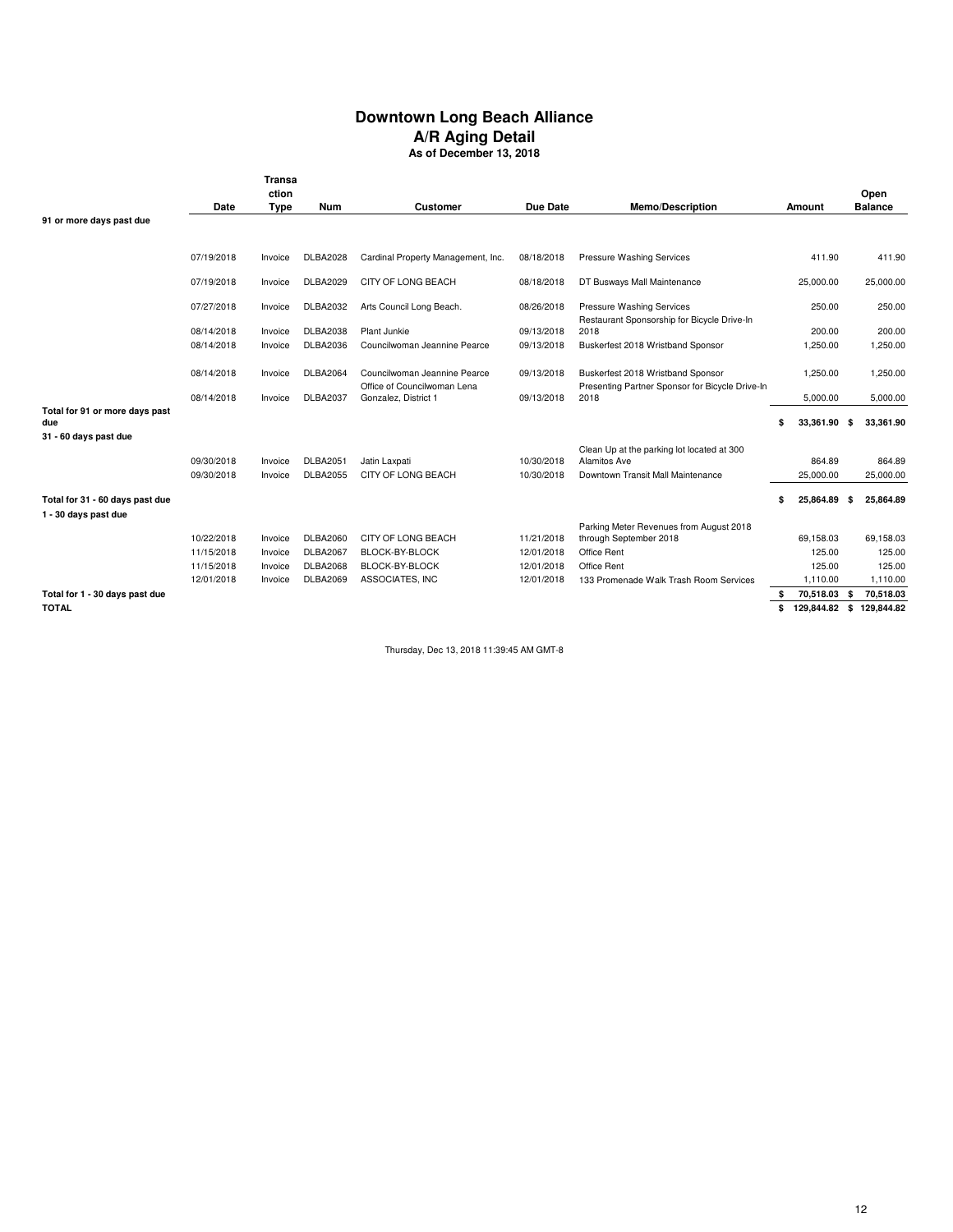# Downtown Long Beach Alliance
## A/R Aging Detail
### As of December 13, 2018

| | Date | Transaction Type | Num | Customer | Due Date | Memo/Description | Amount | Open Balance |
|---|---|---|---|---|---|---|---|---|
| **91 or more days past due** | | | | | | | | |
| | 07/19/2018 | Invoice | DLBA2028 | Cardinal Property Management, Inc. | 08/18/2018 | Pressure Washing Services | 411.90 | 411.90 |
| | 07/19/2018 | Invoice | DLBA2029 | CITY OF LONG BEACH | 08/18/2018 | DT Busways Mall Maintenance | 25,000.00 | 25,000.00 |
| | 07/27/2018 | Invoice | DLBA2032 | Arts Council Long Beach. | 08/26/2018 | Pressure Washing Services | 250.00 | 250.00 |
| | 08/14/2018 | Invoice | DLBA2038 | Plant Junkie | 09/13/2018 | Restaurant Sponsorship for Bicycle Drive-In 2018 | 200.00 | 200.00 |
| | 08/14/2018 | Invoice | DLBA2036 | Councilwoman Jeannine Pearce | 09/13/2018 | Buskerfest 2018 Wristband Sponsor | 1,250.00 | 1,250.00 |
| | 08/14/2018 | Invoice | DLBA2064 | Councilwoman Jeannine Pearce | 09/13/2018 | Buskerfest 2018 Wristband Sponsor | 1,250.00 | 1,250.00 |
| | 08/14/2018 | Invoice | DLBA2037 | Office of Councilwoman Lena Gonzalez, District 1 | 09/13/2018 | Presenting Partner Sponsor for Bicycle Drive-In 2018 | 5,000.00 | 5,000.00 |
| **Total for 91 or more days past due** | | | | | | | **$ 33,361.90** | **$ 33,361.90** |
| **31 - 60 days past due** | | | | | | | | |
| | 09/30/2018 | Invoice | DLBA2051 | Jatin Laxpati | 10/30/2018 | Clean Up at the parking lot located at 300 Alamitos Ave | 864.89 | 864.89 |
| | 09/30/2018 | Invoice | DLBA2055 | CITY OF LONG BEACH | 10/30/2018 | Downtown Transit Mall Maintenance | 25,000.00 | 25,000.00 |
| **Total for 31 - 60 days past due** | | | | | | | **$ 25,864.89** | **$ 25,864.89** |
| **1 - 30 days past due** | | | | | | | | |
| | 10/22/2018 | Invoice | DLBA2060 | CITY OF LONG BEACH | 11/21/2018 | Parking Meter Revenues from August 2018 through September 2018 | 69,158.03 | 69,158.03 |
| | 11/15/2018 | Invoice | DLBA2067 | BLOCK-BY-BLOCK | 12/01/2018 | Office Rent | 125.00 | 125.00 |
| | 11/15/2018 | Invoice | DLBA2068 | BLOCK-BY-BLOCK | 12/01/2018 | Office Rent | 125.00 | 125.00 |
| | 12/01/2018 | Invoice | DLBA2069 | ASSOCIATES, INC | 12/01/2018 | 133 Promenade Walk Trash Room Services | 1,110.00 | 1,110.00 |
| **Total for 1 - 30 days past due** | | | | | | | **$ 70,518.03** | **$ 70,518.03** |
| **TOTAL** | | | | | | | **$ 129,844.82** | **$ 129,844.82** |

Thursday, Dec 13, 2018 11:39:45 AM GMT-8